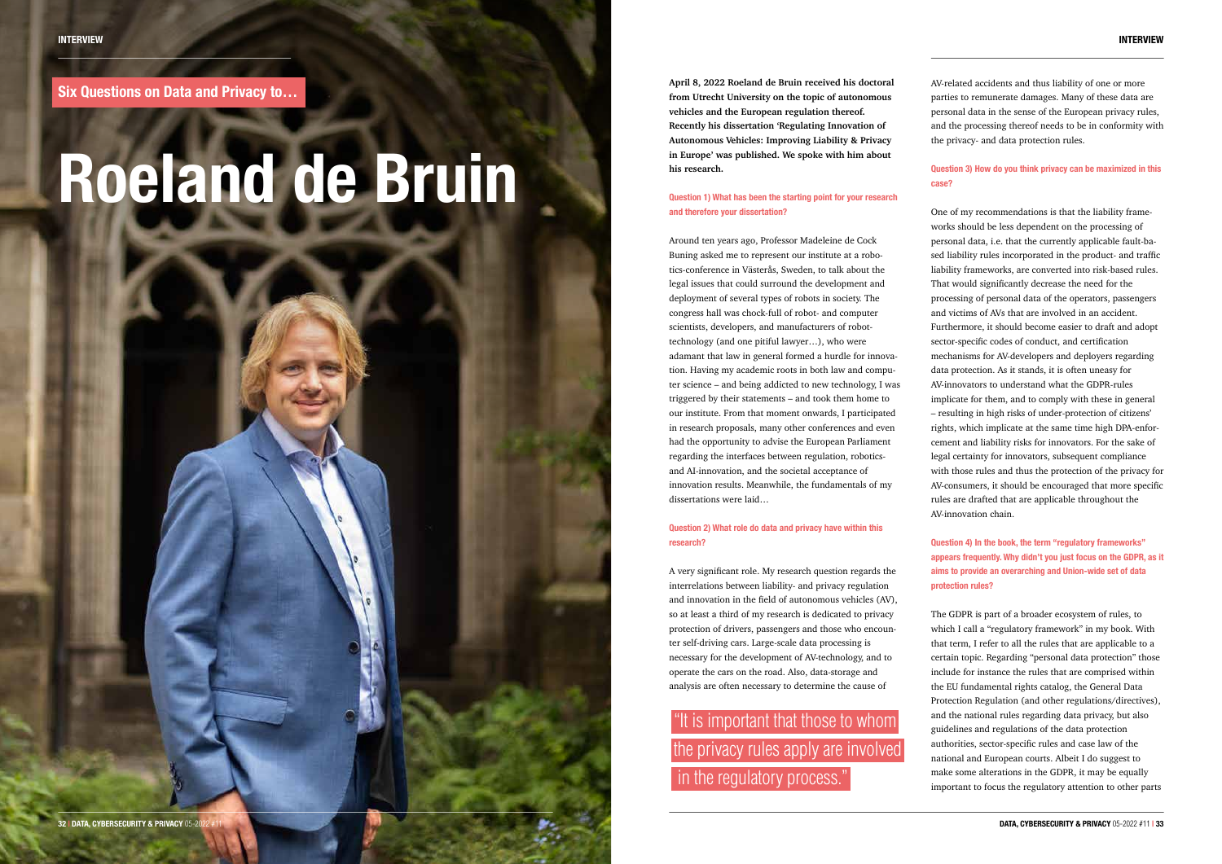## Six Questions on Data and Privacy to…

# Roeland de Bruin

**April 8, 2022 Roeland de Bruin received his doctoral from Utrecht University on the topic of autonomous vehicles and the European regulation thereof. Recently his dissertation 'Regulating Innovation of Autonomous Vehicles: Improving Liability & Privacy in Europe' was published. We spoke with him about his research.**

### Question 1) What has been the starting point for your research and therefore your dissertation?

Around ten years ago, Professor Madeleine de Cock Buning asked me to represent our institute at a robotics-conference in Västerås, Sweden, to talk about the legal issues that could surround the development and deployment of several types of robots in society. The congress hall was chock-full of robot- and computer scientists, developers, and manufacturers of robot-technology (and one pitiful lawyer…), who were adamant that law in general formed a hurdle for innovation. Having my academic roots in both law and computer science – and being addicted to new technology, I was triggered by their statements – and took them home to our institute. From that moment onwards, I participated in research proposals, many other conferences and even had the opportunity to advise the European Parliament regarding the interfaces between regulation, robotics- and AI-innovation, and the societal acceptance of innovation results. Meanwhile, the fundamentals of my dissertations were laid…

### Question 2) What role do data and privacy have within this research?

A very significant role. My research question regards the interrelations between liability- and privacy regulation and innovation in the field of autonomous vehicles (AV), so at least a third of my research is dedicated to privacy protection of drivers, passengers and those who encounter self-driving cars. Large-scale data processing is necessary for the development of AV-technology, and to operate the cars on the road. Also, data-storage and analysis are often necessary to determine the cause of AV-related accidents and thus liability of one or more parties to remunerate damages. Many of these data are personal data in the sense of the European privacy rules, and the processing thereof needs to be in conformity with the privacy- and data protection rules.

> "It is important that those to whom the privacy rules apply are involved in the regulatory process."

### Question 3) How do you think privacy can be maximized in this case?

One of my recommendations is that the liability frameworks should be less dependent on the processing of personal data, i.e. that the currently applicable fault-based liability rules incorporated in the product- and traffic liability frameworks, are converted into risk-based rules. That would significantly decrease the need for the processing of personal data of the operators, passengers and victims of AVs that are involved in an accident. Furthermore, it should become easier to draft and adopt sector-specific codes of conduct, and certification mechanisms for AV-developers and deployers regarding data protection. As it stands, it is often uneasy for AV-innovators to understand what the GDPR-rules implicate for them, and to comply with these in general – resulting in high risks of under-protection of citizens' rights, which implicate at the same time high DPA-enforcement and liability risks for innovators. For the sake of legal certainty for innovators, subsequent compliance with those rules and thus the protection of the privacy for AV-consumers, it should be encouraged that more specific rules are drafted that are applicable throughout the AV-innovation chain.

### Question 4) In the book, the term "regulatory frameworks" appears frequently. Why didn't you just focus on the GDPR, as it aims to provide an overarching and Union-wide set of data protection rules?

The GDPR is part of a broader ecosystem of rules, to which I call a "regulatory framework" in my book. With that term, I refer to all the rules that are applicable to a certain topic. Regarding "personal data protection" those include for instance the rules that are comprised within the EU fundamental rights catalog, the General Data Protection Regulation (and other regulations/directives), and the national rules regarding data privacy, but also guidelines and regulations of the data protection authorities, sector-specific rules and case law of the national and European courts. Albeit I do suggest to make some alterations in the GDPR, it may be equally important to focus the regulatory attention to other parts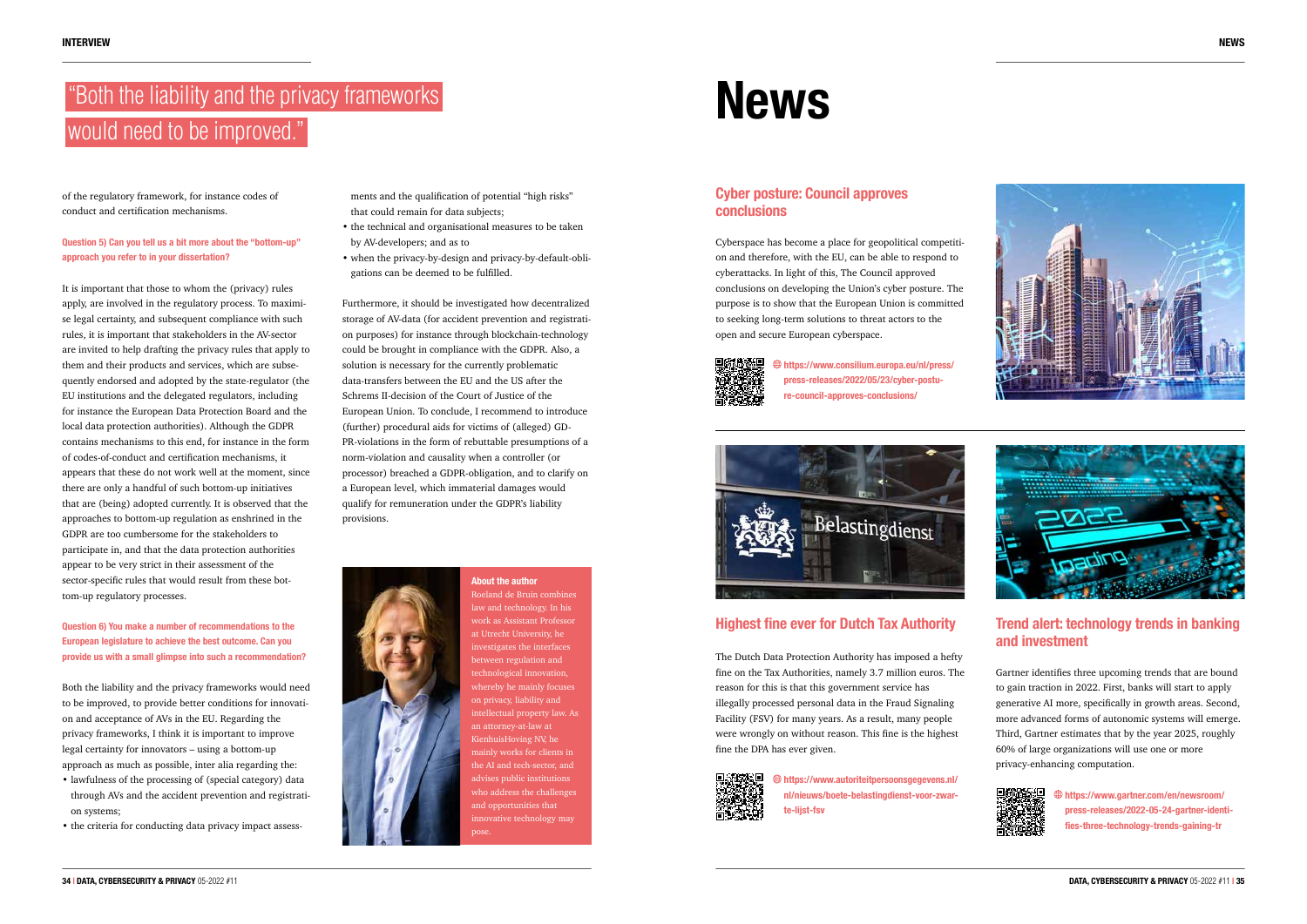## "Both the liability and the privacy frameworks would need to be improved."

of the regulatory framework, for instance codes of conduct and certification mechanisms.

**Question 5) Can you tell us a bit more about the "bottom-up" approach you refer to in your dissertation?**

It is important that those to whom the (privacy) rules apply, are involved in the regulatory process. To maximise legal certainty, and subsequent compliance with such rules, it is important that stakeholders in the AV-sector are invited to help drafting the privacy rules that apply to them and their products and services, which are subsequently endorsed and adopted by the state-regulator (the EU institutions and the delegated regulators, including for instance the European Data Protection Board and the local data protection authorities). Although the GDPR contains mechanisms to this end, for instance in the form of codes-of-conduct and certification mechanisms, it appears that these do not work well at the moment, since there are only a handful of such bottom-up initiatives that are (being) adopted currently. It is observed that the approaches to bottom-up regulation as enshrined in the GDPR are too cumbersome for the stakeholders to participate in, and that the data protection authorities appear to be very strict in their assessment of the sector-specific rules that would result from these bottom-up regulatory processes.

**Question 6) You make a number of recommendations to the European legislature to achieve the best outcome. Can you provide us with a small glimpse into such a recommendation?**

Both the liability and the privacy frameworks would need to be improved, to provide better conditions for innovation and acceptance of AVs in the EU. Regarding the privacy frameworks, I think it is important to improve legal certainty for innovators – using a bottom-up approach as much as possible, inter alia regarding the:

- lawfulness of the processing of (special category) data through AVs and the accident prevention and registration systems;
- the criteria for conducting data privacy impact assessments and the qualification of potential "high risks" that could remain for data subjects;
- the technical and organisational measures to be taken by AV-developers; and as to
- when the privacy-by-design and privacy-by-default-obligations can be deemed to be fulfilled.

Furthermore, it should be investigated how decentralized storage of AV-data (for accident prevention and registration purposes) for instance through blockchain-technology could be brought in compliance with the GDPR. Also, a solution is necessary for the currently problematic data-transfers between the EU and the US after the Schrems II-decision of the Court of Justice of the European Union. To conclude, I recommend to introduce (further) procedural aids for victims of (alleged) GDPR-violations in the form of rebuttable presumptions of a norm-violation and causality when a controller (or processor) breached a GDPR-obligation, and to clarify on a European level, which immaterial damages would qualify for remuneration under the GDPR's liability provisions.

**About the author**

Roeland de Bruin combines law and technology. In his work as Assistant Professor at Utrecht University, he investigates the interfaces between regulation and technological innovation, whereby he mainly focuses on privacy, liability and intellectual property law. As an attorney-at-law at KienhuisHoving NV, he mainly works for clients in the AI and tech-sector, and advises public institutions who address the challenges and opportunities that innovative technology may pose.

# News

## Cyber posture: Council approves conclusions

Cyberspace has become a place for geopolitical competition and therefore, with the EU, can be able to respond to cyberattacks. In light of this, The Council approved conclusions on developing the Union's cyber posture. The purpose is to show that the European Union is committed to seeking long-term solutions to threat actors to the open and secure European cyberspace.

https://www.consilium.europa.eu/nl/press/press-releases/2022/05/23/cyber-posture-council-approves-conclusions/

## Highest fine ever for Dutch Tax Authority

The Dutch Data Protection Authority has imposed a hefty fine on the Tax Authorities, namely 3.7 million euros. The reason for this is that this government service has illegally processed personal data in the Fraud Signaling Facility (FSV) for many years. As a result, many people were wrongly on without reason. This fine is the highest fine the DPA has ever given.

https://www.autoriteitpersoonsgegevens.nl/nl/nieuws/boete-belastingdienst-voor-zwarte-lijst-fsv

## Trend alert: technology trends in banking and investment

Gartner identifies three upcoming trends that are bound to gain traction in 2022. First, banks will start to apply generative AI more, specifically in growth areas. Second, more advanced forms of autonomic systems will emerge. Third, Gartner estimates that by the year 2025, roughly 60% of large organizations will use one or more privacy-enhancing computation.

https://www.gartner.com/en/newsroom/press-releases/2022-05-24-gartner-identifies-three-technology-trends-gaining-tr